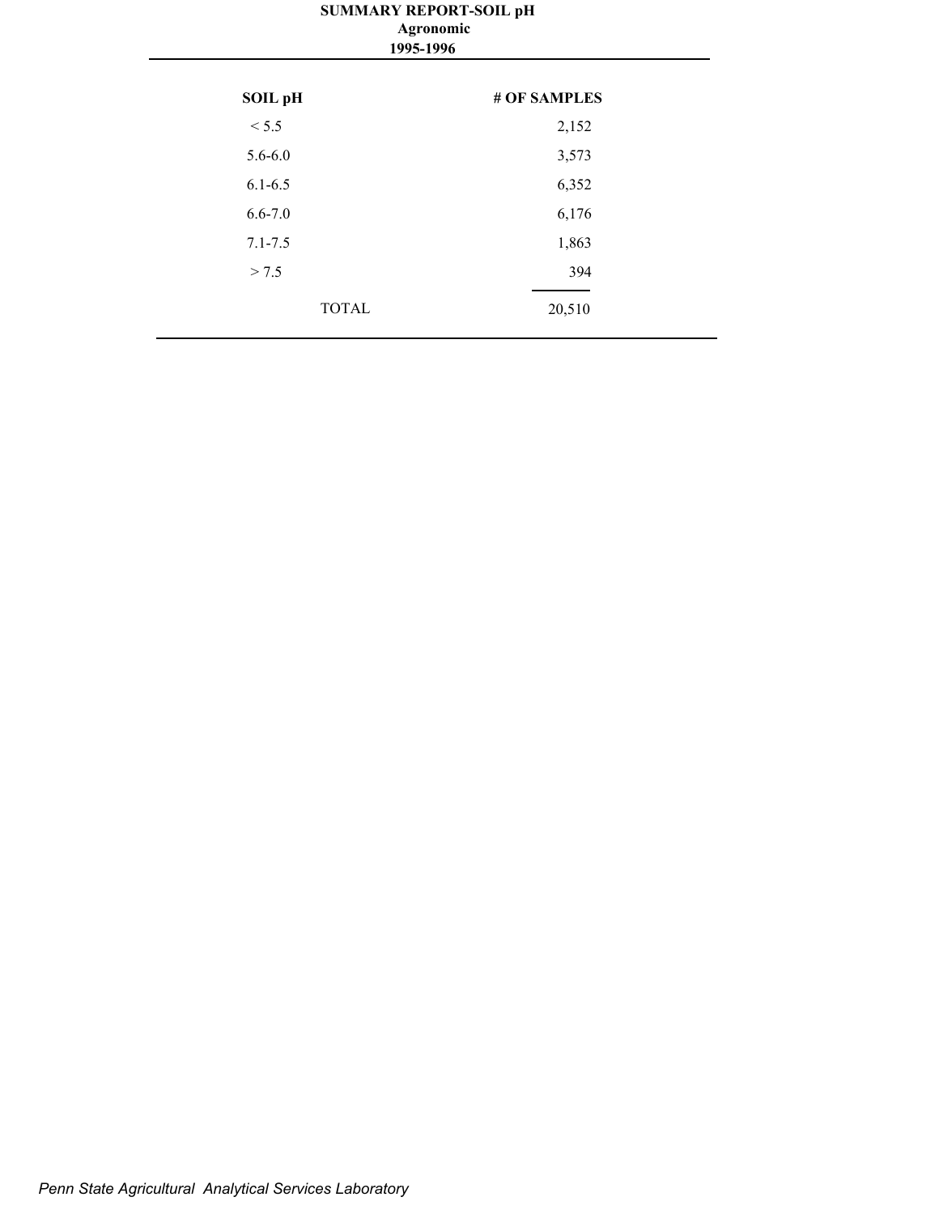# SUMMARY REPORT-SOIL pH

**Agronomic**

**1995-1996**

| SOIL pH | # OF SAMPLES |
|---|---|
| < 5.5 | 2,152 |
| 5.6-6.0 | 3,573 |
| 6.1-6.5 | 6,352 |
| 6.6-7.0 | 6,176 |
| 7.1-7.5 | 1,863 |
| > 7.5 | 394 |
| TOTAL | 20,510 |

*Penn State Agricultural Analytical Services Laboratory*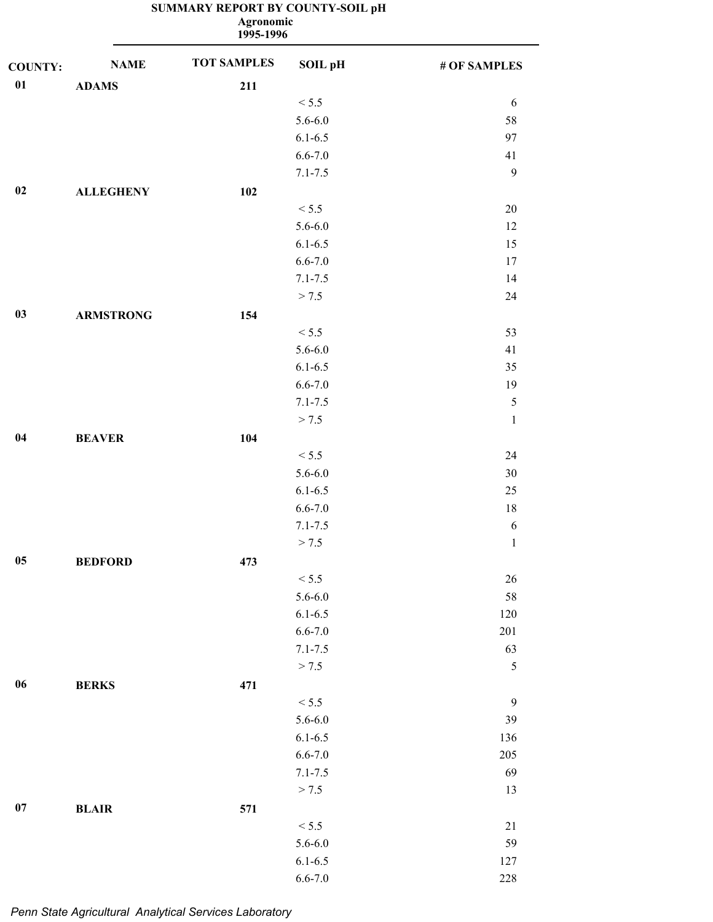# SUMMARY REPORT BY COUNTY-SOIL pH

**Agronomic**

**1995-1996**

| COUNTY: | NAME | TOT SAMPLES | SOIL pH | # OF SAMPLES |
|---|---|---|---|---|
| **01** | **ADAMS** | **211** | | |
| | | | < 5.5 | 6 |
| | | | 5.6-6.0 | 58 |
| | | | 6.1-6.5 | 97 |
| | | | 6.6-7.0 | 41 |
| | | | 7.1-7.5 | 9 |
| **02** | **ALLEGHENY** | **102** | | |
| | | | < 5.5 | 20 |
| | | | 5.6-6.0 | 12 |
| | | | 6.1-6.5 | 15 |
| | | | 6.6-7.0 | 17 |
| | | | 7.1-7.5 | 14 |
| | | | > 7.5 | 24 |
| **03** | **ARMSTRONG** | **154** | | |
| | | | < 5.5 | 53 |
| | | | 5.6-6.0 | 41 |
| | | | 6.1-6.5 | 35 |
| | | | 6.6-7.0 | 19 |
| | | | 7.1-7.5 | 5 |
| | | | > 7.5 | 1 |
| **04** | **BEAVER** | **104** | | |
| | | | < 5.5 | 24 |
| | | | 5.6-6.0 | 30 |
| | | | 6.1-6.5 | 25 |
| | | | 6.6-7.0 | 18 |
| | | | 7.1-7.5 | 6 |
| | | | > 7.5 | 1 |
| **05** | **BEDFORD** | **473** | | |
| | | | < 5.5 | 26 |
| | | | 5.6-6.0 | 58 |
| | | | 6.1-6.5 | 120 |
| | | | 6.6-7.0 | 201 |
| | | | 7.1-7.5 | 63 |
| | | | > 7.5 | 5 |
| **06** | **BERKS** | **471** | | |
| | | | < 5.5 | 9 |
| | | | 5.6-6.0 | 39 |
| | | | 6.1-6.5 | 136 |
| | | | 6.6-7.0 | 205 |
| | | | 7.1-7.5 | 69 |
| | | | > 7.5 | 13 |
| **07** | **BLAIR** | **571** | | |
| | | | < 5.5 | 21 |
| | | | 5.6-6.0 | 59 |
| | | | 6.1-6.5 | 127 |
| | | | 6.6-7.0 | 228 |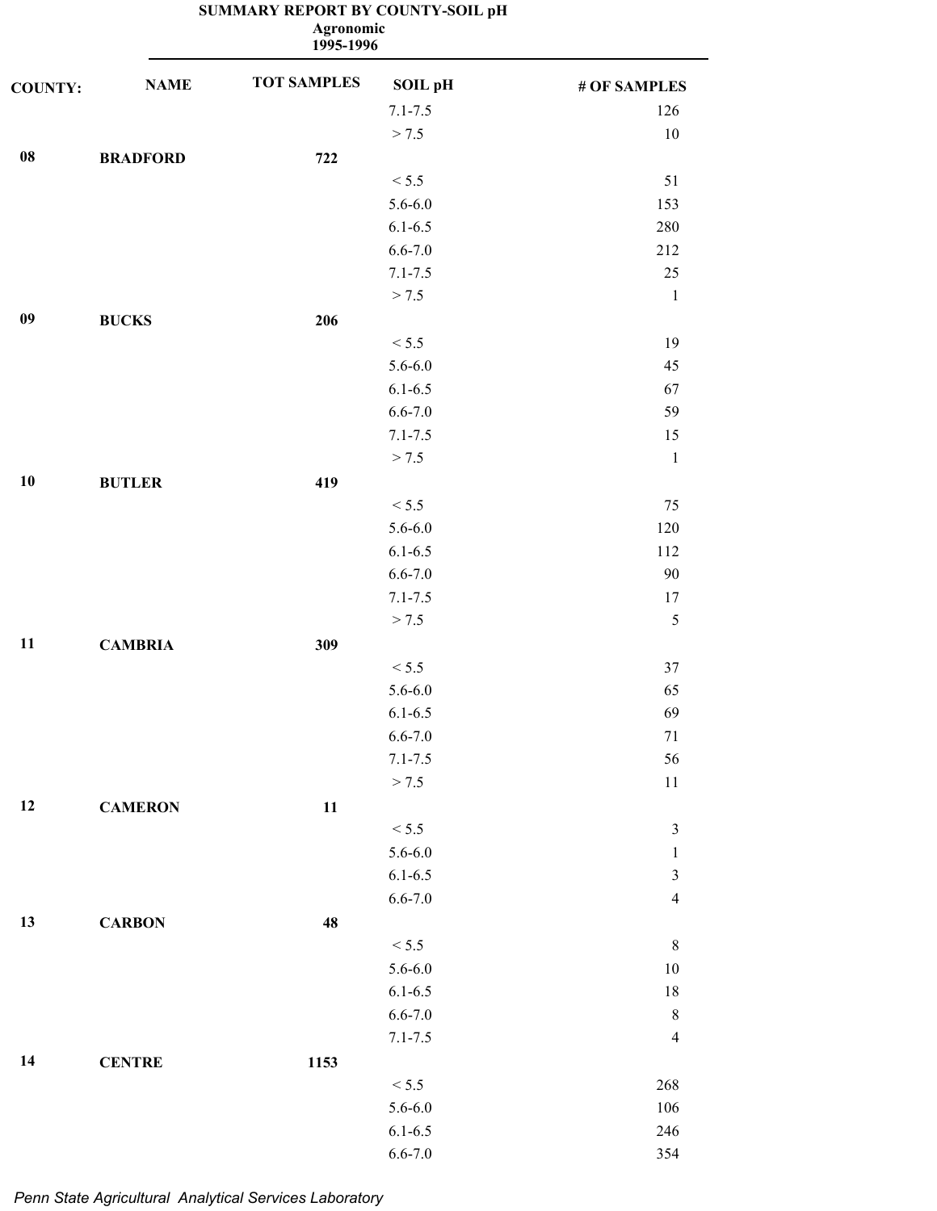# SUMMARY REPORT BY COUNTY-SOIL pH

**Agronomic**

**1995-1996**

| COUNTY: | NAME | TOT SAMPLES | SOIL pH | # OF SAMPLES |
|---|---|---|---|---|
| | | | 7.1-7.5 | 126 |
| | | | > 7.5 | 10 |
| **08** | **BRADFORD** | **722** | | |
| | | | < 5.5 | 51 |
| | | | 5.6-6.0 | 153 |
| | | | 6.1-6.5 | 280 |
| | | | 6.6-7.0 | 212 |
| | | | 7.1-7.5 | 25 |
| | | | > 7.5 | 1 |
| **09** | **BUCKS** | **206** | | |
| | | | < 5.5 | 19 |
| | | | 5.6-6.0 | 45 |
| | | | 6.1-6.5 | 67 |
| | | | 6.6-7.0 | 59 |
| | | | 7.1-7.5 | 15 |
| | | | > 7.5 | 1 |
| **10** | **BUTLER** | **419** | | |
| | | | < 5.5 | 75 |
| | | | 5.6-6.0 | 120 |
| | | | 6.1-6.5 | 112 |
| | | | 6.6-7.0 | 90 |
| | | | 7.1-7.5 | 17 |
| | | | > 7.5 | 5 |
| **11** | **CAMBRIA** | **309** | | |
| | | | < 5.5 | 37 |
| | | | 5.6-6.0 | 65 |
| | | | 6.1-6.5 | 69 |
| | | | 6.6-7.0 | 71 |
| | | | 7.1-7.5 | 56 |
| | | | > 7.5 | 11 |
| **12** | **CAMERON** | **11** | | |
| | | | < 5.5 | 3 |
| | | | 5.6-6.0 | 1 |
| | | | 6.1-6.5 | 3 |
| | | | 6.6-7.0 | 4 |
| **13** | **CARBON** | **48** | | |
| | | | < 5.5 | 8 |
| | | | 5.6-6.0 | 10 |
| | | | 6.1-6.5 | 18 |
| | | | 6.6-7.0 | 8 |
| | | | 7.1-7.5 | 4 |
| **14** | **CENTRE** | **1153** | | |
| | | | < 5.5 | 268 |
| | | | 5.6-6.0 | 106 |
| | | | 6.1-6.5 | 246 |
| | | | 6.6-7.0 | 354 |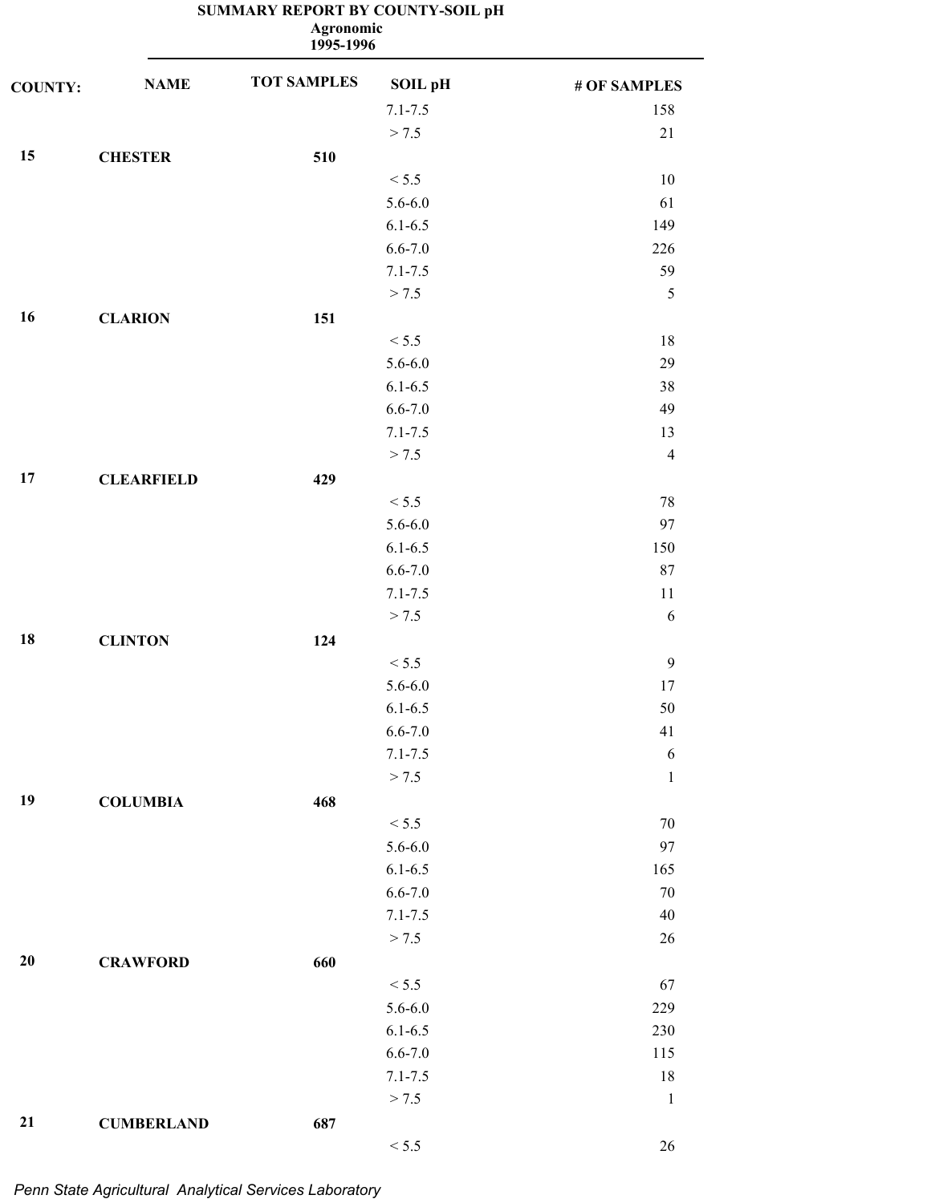**SUMMARY REPORT BY COUNTY-SOIL pH**
**Agronomic**
**1995-1996**

| COUNTY: | NAME | TOT SAMPLES | SOIL pH | # OF SAMPLES |
|---|---|---|---|---|
| | | | 7.1-7.5 | 158 |
| | | | > 7.5 | 21 |
| **15** | **CHESTER** | **510** | | |
| | | | < 5.5 | 10 |
| | | | 5.6-6.0 | 61 |
| | | | 6.1-6.5 | 149 |
| | | | 6.6-7.0 | 226 |
| | | | 7.1-7.5 | 59 |
| | | | > 7.5 | 5 |
| **16** | **CLARION** | **151** | | |
| | | | < 5.5 | 18 |
| | | | 5.6-6.0 | 29 |
| | | | 6.1-6.5 | 38 |
| | | | 6.6-7.0 | 49 |
| | | | 7.1-7.5 | 13 |
| | | | > 7.5 | 4 |
| **17** | **CLEARFIELD** | **429** | | |
| | | | < 5.5 | 78 |
| | | | 5.6-6.0 | 97 |
| | | | 6.1-6.5 | 150 |
| | | | 6.6-7.0 | 87 |
| | | | 7.1-7.5 | 11 |
| | | | > 7.5 | 6 |
| **18** | **CLINTON** | **124** | | |
| | | | < 5.5 | 9 |
| | | | 5.6-6.0 | 17 |
| | | | 6.1-6.5 | 50 |
| | | | 6.6-7.0 | 41 |
| | | | 7.1-7.5 | 6 |
| | | | > 7.5 | 1 |
| **19** | **COLUMBIA** | **468** | | |
| | | | < 5.5 | 70 |
| | | | 5.6-6.0 | 97 |
| | | | 6.1-6.5 | 165 |
| | | | 6.6-7.0 | 70 |
| | | | 7.1-7.5 | 40 |
| | | | > 7.5 | 26 |
| **20** | **CRAWFORD** | **660** | | |
| | | | < 5.5 | 67 |
| | | | 5.6-6.0 | 229 |
| | | | 6.1-6.5 | 230 |
| | | | 6.6-7.0 | 115 |
| | | | 7.1-7.5 | 18 |
| | | | > 7.5 | 1 |
| **21** | **CUMBERLAND** | **687** | | |
| | | | < 5.5 | 26 |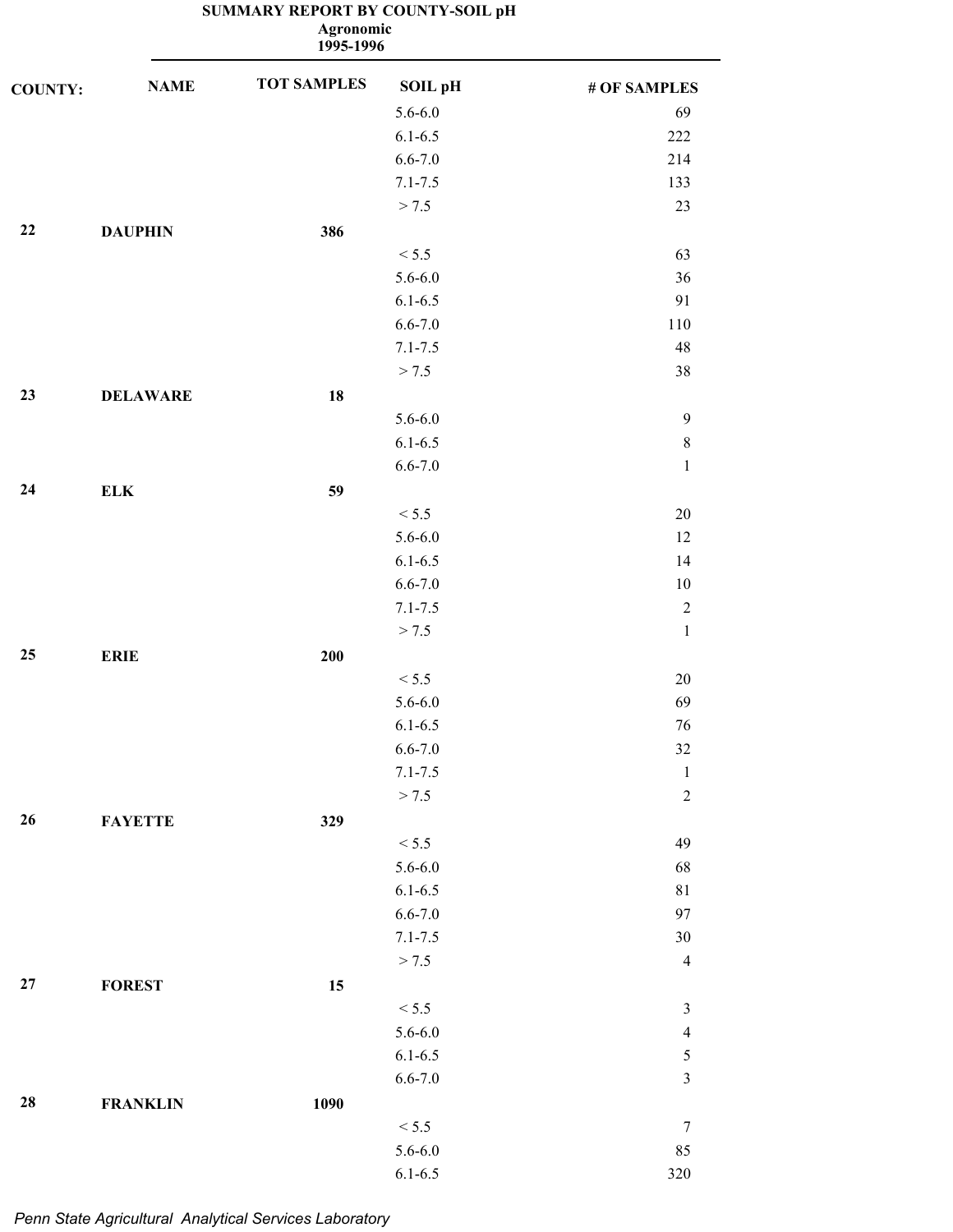# SUMMARY REPORT BY COUNTY-SOIL pH

**Agronomic**

**1995-1996**

| COUNTY: | NAME | TOT SAMPLES | SOIL pH | # OF SAMPLES |
|---|---|---|---|---|
| | | | 5.6-6.0 | 69 |
| | | | 6.1-6.5 | 222 |
| | | | 6.6-7.0 | 214 |
| | | | 7.1-7.5 | 133 |
| | | | > 7.5 | 23 |
| **22** | **DAUPHIN** | **386** | | |
| | | | < 5.5 | 63 |
| | | | 5.6-6.0 | 36 |
| | | | 6.1-6.5 | 91 |
| | | | 6.6-7.0 | 110 |
| | | | 7.1-7.5 | 48 |
| | | | > 7.5 | 38 |
| **23** | **DELAWARE** | **18** | | |
| | | | 5.6-6.0 | 9 |
| | | | 6.1-6.5 | 8 |
| | | | 6.6-7.0 | 1 |
| **24** | **ELK** | **59** | | |
| | | | < 5.5 | 20 |
| | | | 5.6-6.0 | 12 |
| | | | 6.1-6.5 | 14 |
| | | | 6.6-7.0 | 10 |
| | | | 7.1-7.5 | 2 |
| | | | > 7.5 | 1 |
| **25** | **ERIE** | **200** | | |
| | | | < 5.5 | 20 |
| | | | 5.6-6.0 | 69 |
| | | | 6.1-6.5 | 76 |
| | | | 6.6-7.0 | 32 |
| | | | 7.1-7.5 | 1 |
| | | | > 7.5 | 2 |
| **26** | **FAYETTE** | **329** | | |
| | | | < 5.5 | 49 |
| | | | 5.6-6.0 | 68 |
| | | | 6.1-6.5 | 81 |
| | | | 6.6-7.0 | 97 |
| | | | 7.1-7.5 | 30 |
| | | | > 7.5 | 4 |
| **27** | **FOREST** | **15** | | |
| | | | < 5.5 | 3 |
| | | | 5.6-6.0 | 4 |
| | | | 6.1-6.5 | 5 |
| | | | 6.6-7.0 | 3 |
| **28** | **FRANKLIN** | **1090** | | |
| | | | < 5.5 | 7 |
| | | | 5.6-6.0 | 85 |
| | | | 6.1-6.5 | 320 |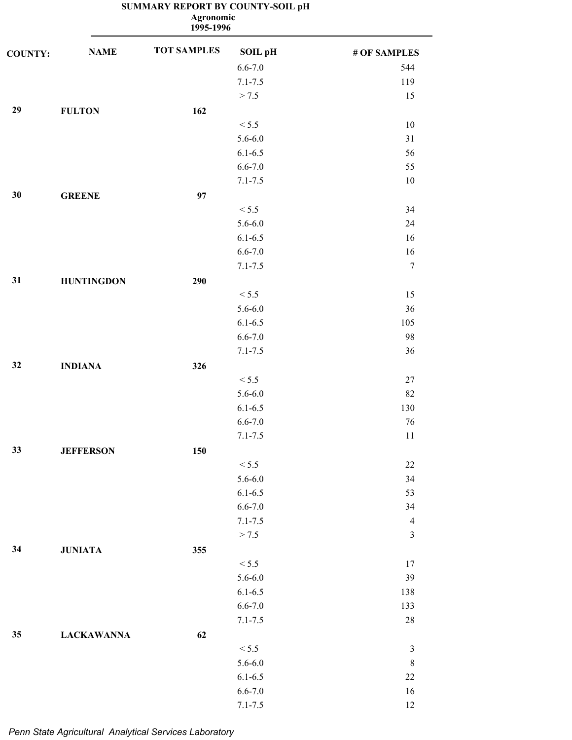# SUMMARY REPORT BY COUNTY-SOIL pH

**Agronomic**

**1995-1996**

| COUNTY: | NAME | TOT SAMPLES | SOIL pH | # OF SAMPLES |
|---|---|---|---|---|
| | | | 6.6-7.0 | 544 |
| | | | 7.1-7.5 | 119 |
| | | | > 7.5 | 15 |
| **29** | **FULTON** | **162** | | |
| | | | < 5.5 | 10 |
| | | | 5.6-6.0 | 31 |
| | | | 6.1-6.5 | 56 |
| | | | 6.6-7.0 | 55 |
| | | | 7.1-7.5 | 10 |
| **30** | **GREENE** | **97** | | |
| | | | < 5.5 | 34 |
| | | | 5.6-6.0 | 24 |
| | | | 6.1-6.5 | 16 |
| | | | 6.6-7.0 | 16 |
| | | | 7.1-7.5 | 7 |
| **31** | **HUNTINGDON** | **290** | | |
| | | | < 5.5 | 15 |
| | | | 5.6-6.0 | 36 |
| | | | 6.1-6.5 | 105 |
| | | | 6.6-7.0 | 98 |
| | | | 7.1-7.5 | 36 |
| **32** | **INDIANA** | **326** | | |
| | | | < 5.5 | 27 |
| | | | 5.6-6.0 | 82 |
| | | | 6.1-6.5 | 130 |
| | | | 6.6-7.0 | 76 |
| | | | 7.1-7.5 | 11 |
| **33** | **JEFFERSON** | **150** | | |
| | | | < 5.5 | 22 |
| | | | 5.6-6.0 | 34 |
| | | | 6.1-6.5 | 53 |
| | | | 6.6-7.0 | 34 |
| | | | 7.1-7.5 | 4 |
| | | | > 7.5 | 3 |
| **34** | **JUNIATA** | **355** | | |
| | | | < 5.5 | 17 |
| | | | 5.6-6.0 | 39 |
| | | | 6.1-6.5 | 138 |
| | | | 6.6-7.0 | 133 |
| | | | 7.1-7.5 | 28 |
| **35** | **LACKAWANNA** | **62** | | |
| | | | < 5.5 | 3 |
| | | | 5.6-6.0 | 8 |
| | | | 6.1-6.5 | 22 |
| | | | 6.6-7.0 | 16 |
| | | | 7.1-7.5 | 12 |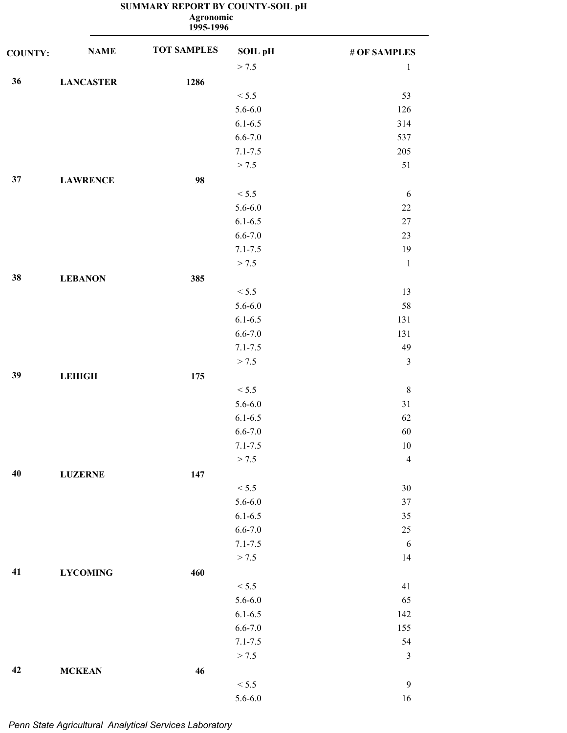**SUMMARY REPORT BY COUNTY-SOIL pH**
**Agronomic**
**1995-1996**

| COUNTY: | NAME | TOT SAMPLES | SOIL pH | # OF SAMPLES |
|---|---|---|---|---|
| | | | > 7.5 | 1 |
| **36** | **LANCASTER** | **1286** | | |
| | | | < 5.5 | 53 |
| | | | 5.6-6.0 | 126 |
| | | | 6.1-6.5 | 314 |
| | | | 6.6-7.0 | 537 |
| | | | 7.1-7.5 | 205 |
| | | | > 7.5 | 51 |
| **37** | **LAWRENCE** | **98** | | |
| | | | < 5.5 | 6 |
| | | | 5.6-6.0 | 22 |
| | | | 6.1-6.5 | 27 |
| | | | 6.6-7.0 | 23 |
| | | | 7.1-7.5 | 19 |
| | | | > 7.5 | 1 |
| **38** | **LEBANON** | **385** | | |
| | | | < 5.5 | 13 |
| | | | 5.6-6.0 | 58 |
| | | | 6.1-6.5 | 131 |
| | | | 6.6-7.0 | 131 |
| | | | 7.1-7.5 | 49 |
| | | | > 7.5 | 3 |
| **39** | **LEHIGH** | **175** | | |
| | | | < 5.5 | 8 |
| | | | 5.6-6.0 | 31 |
| | | | 6.1-6.5 | 62 |
| | | | 6.6-7.0 | 60 |
| | | | 7.1-7.5 | 10 |
| | | | > 7.5 | 4 |
| **40** | **LUZERNE** | **147** | | |
| | | | < 5.5 | 30 |
| | | | 5.6-6.0 | 37 |
| | | | 6.1-6.5 | 35 |
| | | | 6.6-7.0 | 25 |
| | | | 7.1-7.5 | 6 |
| | | | > 7.5 | 14 |
| **41** | **LYCOMING** | **460** | | |
| | | | < 5.5 | 41 |
| | | | 5.6-6.0 | 65 |
| | | | 6.1-6.5 | 142 |
| | | | 6.6-7.0 | 155 |
| | | | 7.1-7.5 | 54 |
| | | | > 7.5 | 3 |
| **42** | **MCKEAN** | **46** | | |
| | | | < 5.5 | 9 |
| | | | 5.6-6.0 | 16 |

*Penn State Agricultural Analytical Services Laboratory*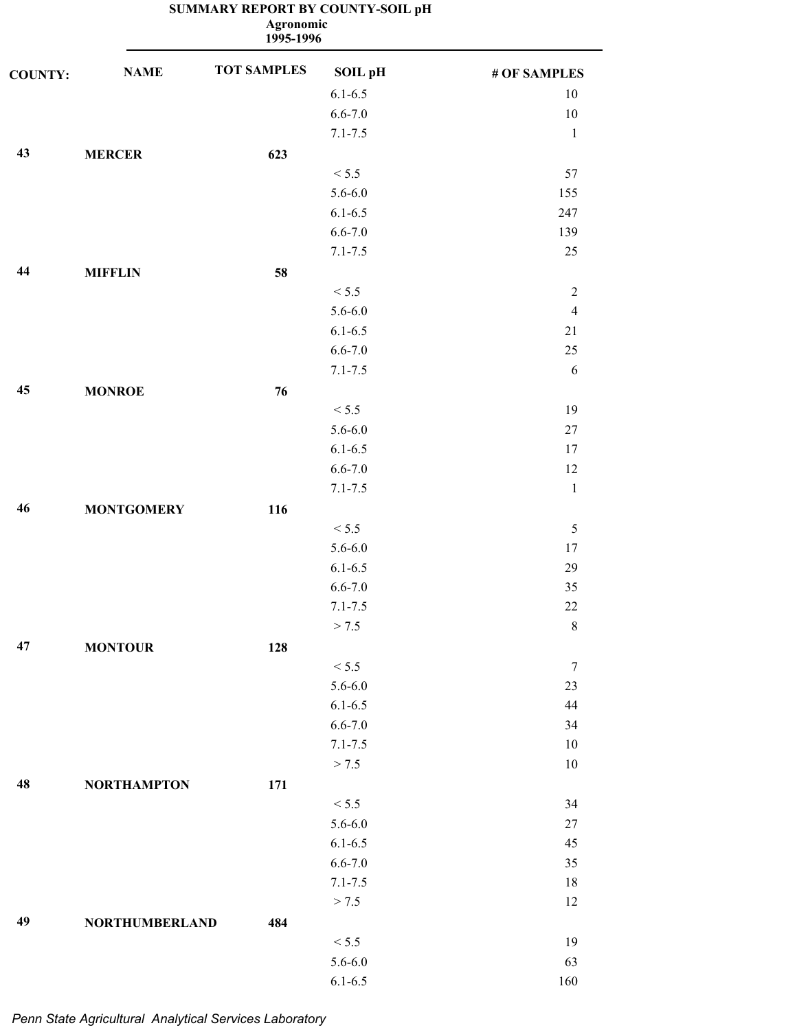**SUMMARY REPORT BY COUNTY-SOIL pH**
**Agronomic**
**1995-1996**

| COUNTY: | NAME | TOT SAMPLES | SOIL pH | # OF SAMPLES |
|---|---|---|---|---|
| | | | 6.1-6.5 | 10 |
| | | | 6.6-7.0 | 10 |
| | | | 7.1-7.5 | 1 |
| **43** | **MERCER** | **623** | | |
| | | | < 5.5 | 57 |
| | | | 5.6-6.0 | 155 |
| | | | 6.1-6.5 | 247 |
| | | | 6.6-7.0 | 139 |
| | | | 7.1-7.5 | 25 |
| **44** | **MIFFLIN** | **58** | | |
| | | | < 5.5 | 2 |
| | | | 5.6-6.0 | 4 |
| | | | 6.1-6.5 | 21 |
| | | | 6.6-7.0 | 25 |
| | | | 7.1-7.5 | 6 |
| **45** | **MONROE** | **76** | | |
| | | | < 5.5 | 19 |
| | | | 5.6-6.0 | 27 |
| | | | 6.1-6.5 | 17 |
| | | | 6.6-7.0 | 12 |
| | | | 7.1-7.5 | 1 |
| **46** | **MONTGOMERY** | **116** | | |
| | | | < 5.5 | 5 |
| | | | 5.6-6.0 | 17 |
| | | | 6.1-6.5 | 29 |
| | | | 6.6-7.0 | 35 |
| | | | 7.1-7.5 | 22 |
| | | | > 7.5 | 8 |
| **47** | **MONTOUR** | **128** | | |
| | | | < 5.5 | 7 |
| | | | 5.6-6.0 | 23 |
| | | | 6.1-6.5 | 44 |
| | | | 6.6-7.0 | 34 |
| | | | 7.1-7.5 | 10 |
| | | | > 7.5 | 10 |
| **48** | **NORTHAMPTON** | **171** | | |
| | | | < 5.5 | 34 |
| | | | 5.6-6.0 | 27 |
| | | | 6.1-6.5 | 45 |
| | | | 6.6-7.0 | 35 |
| | | | 7.1-7.5 | 18 |
| | | | > 7.5 | 12 |
| **49** | **NORTHUMBERLAND** | **484** | | |
| | | | < 5.5 | 19 |
| | | | 5.6-6.0 | 63 |
| | | | 6.1-6.5 | 160 |

*Penn State Agricultural Analytical Services Laboratory*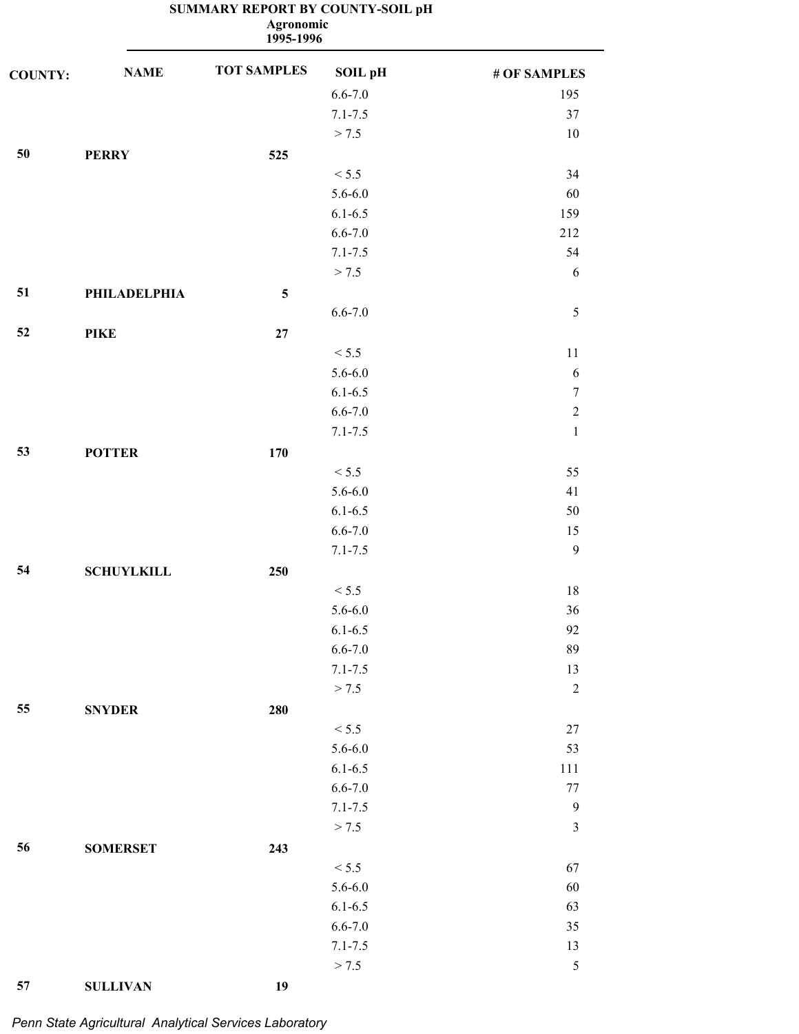**SUMMARY REPORT BY COUNTY-SOIL pH**
**Agronomic**
**1995-1996**

| COUNTY: | NAME | TOT SAMPLES | SOIL pH | # OF SAMPLES |
|---|---|---|---|---|
| | | | 6.6-7.0 | 195 |
| | | | 7.1-7.5 | 37 |
| | | | > 7.5 | 10 |
| **50** | **PERRY** | **525** | | |
| | | | < 5.5 | 34 |
| | | | 5.6-6.0 | 60 |
| | | | 6.1-6.5 | 159 |
| | | | 6.6-7.0 | 212 |
| | | | 7.1-7.5 | 54 |
| | | | > 7.5 | 6 |
| **51** | **PHILADELPHIA** | **5** | | |
| | | | 6.6-7.0 | 5 |
| **52** | **PIKE** | **27** | | |
| | | | < 5.5 | 11 |
| | | | 5.6-6.0 | 6 |
| | | | 6.1-6.5 | 7 |
| | | | 6.6-7.0 | 2 |
| | | | 7.1-7.5 | 1 |
| **53** | **POTTER** | **170** | | |
| | | | < 5.5 | 55 |
| | | | 5.6-6.0 | 41 |
| | | | 6.1-6.5 | 50 |
| | | | 6.6-7.0 | 15 |
| | | | 7.1-7.5 | 9 |
| **54** | **SCHUYLKILL** | **250** | | |
| | | | < 5.5 | 18 |
| | | | 5.6-6.0 | 36 |
| | | | 6.1-6.5 | 92 |
| | | | 6.6-7.0 | 89 |
| | | | 7.1-7.5 | 13 |
| | | | > 7.5 | 2 |
| **55** | **SNYDER** | **280** | | |
| | | | < 5.5 | 27 |
| | | | 5.6-6.0 | 53 |
| | | | 6.1-6.5 | 111 |
| | | | 6.6-7.0 | 77 |
| | | | 7.1-7.5 | 9 |
| | | | > 7.5 | 3 |
| **56** | **SOMERSET** | **243** | | |
| | | | < 5.5 | 67 |
| | | | 5.6-6.0 | 60 |
| | | | 6.1-6.5 | 63 |
| | | | 6.6-7.0 | 35 |
| | | | 7.1-7.5 | 13 |
| | | | > 7.5 | 5 |
| **57** | **SULLIVAN** | **19** | | |

*Penn State Agricultural Analytical Services Laboratory*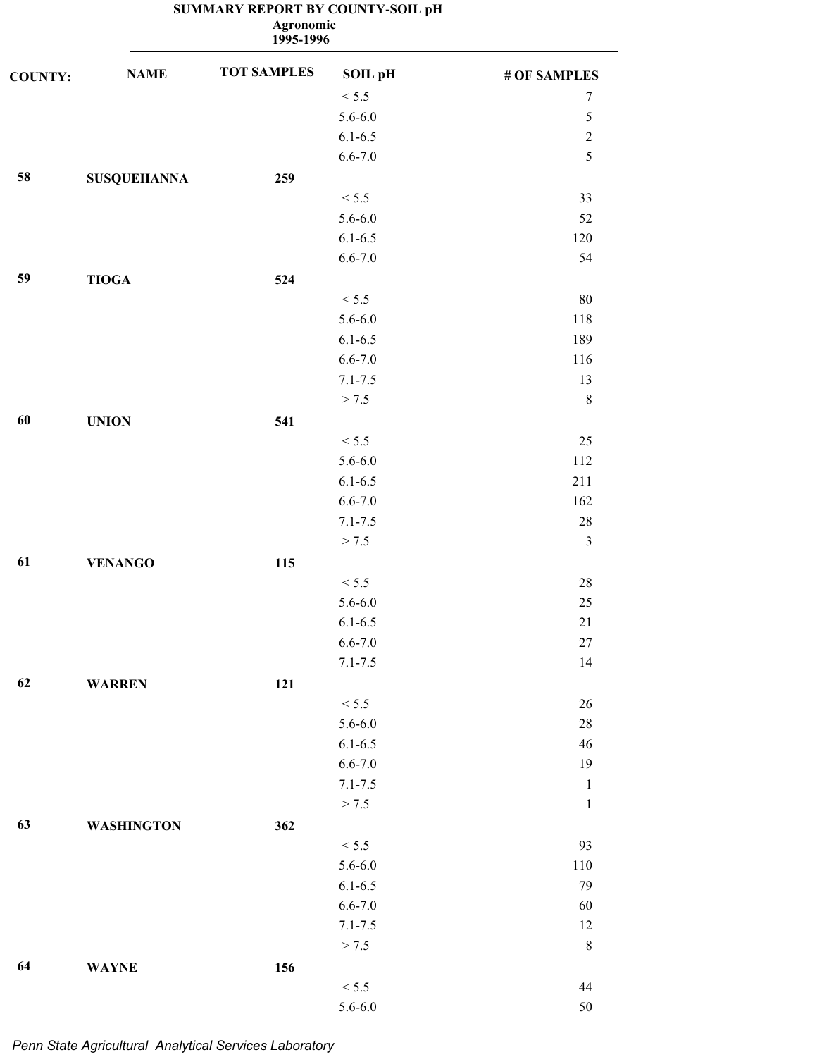**SUMMARY REPORT BY COUNTY-SOIL pH**
**Agronomic**
**1995-1996**

| COUNTY: | NAME | TOT SAMPLES | SOIL pH | # OF SAMPLES |
|---|---|---|---|---|
| | | | < 5.5 | 7 |
| | | | 5.6-6.0 | 5 |
| | | | 6.1-6.5 | 2 |
| | | | 6.6-7.0 | 5 |
| **58** | **SUSQUEHANNA** | **259** | | |
| | | | < 5.5 | 33 |
| | | | 5.6-6.0 | 52 |
| | | | 6.1-6.5 | 120 |
| | | | 6.6-7.0 | 54 |
| **59** | **TIOGA** | **524** | | |
| | | | < 5.5 | 80 |
| | | | 5.6-6.0 | 118 |
| | | | 6.1-6.5 | 189 |
| | | | 6.6-7.0 | 116 |
| | | | 7.1-7.5 | 13 |
| | | | > 7.5 | 8 |
| **60** | **UNION** | **541** | | |
| | | | < 5.5 | 25 |
| | | | 5.6-6.0 | 112 |
| | | | 6.1-6.5 | 211 |
| | | | 6.6-7.0 | 162 |
| | | | 7.1-7.5 | 28 |
| | | | > 7.5 | 3 |
| **61** | **VENANGO** | **115** | | |
| | | | < 5.5 | 28 |
| | | | 5.6-6.0 | 25 |
| | | | 6.1-6.5 | 21 |
| | | | 6.6-7.0 | 27 |
| | | | 7.1-7.5 | 14 |
| **62** | **WARREN** | **121** | | |
| | | | < 5.5 | 26 |
| | | | 5.6-6.0 | 28 |
| | | | 6.1-6.5 | 46 |
| | | | 6.6-7.0 | 19 |
| | | | 7.1-7.5 | 1 |
| | | | > 7.5 | 1 |
| **63** | **WASHINGTON** | **362** | | |
| | | | < 5.5 | 93 |
| | | | 5.6-6.0 | 110 |
| | | | 6.1-6.5 | 79 |
| | | | 6.6-7.0 | 60 |
| | | | 7.1-7.5 | 12 |
| | | | > 7.5 | 8 |
| **64** | **WAYNE** | **156** | | |
| | | | < 5.5 | 44 |
| | | | 5.6-6.0 | 50 |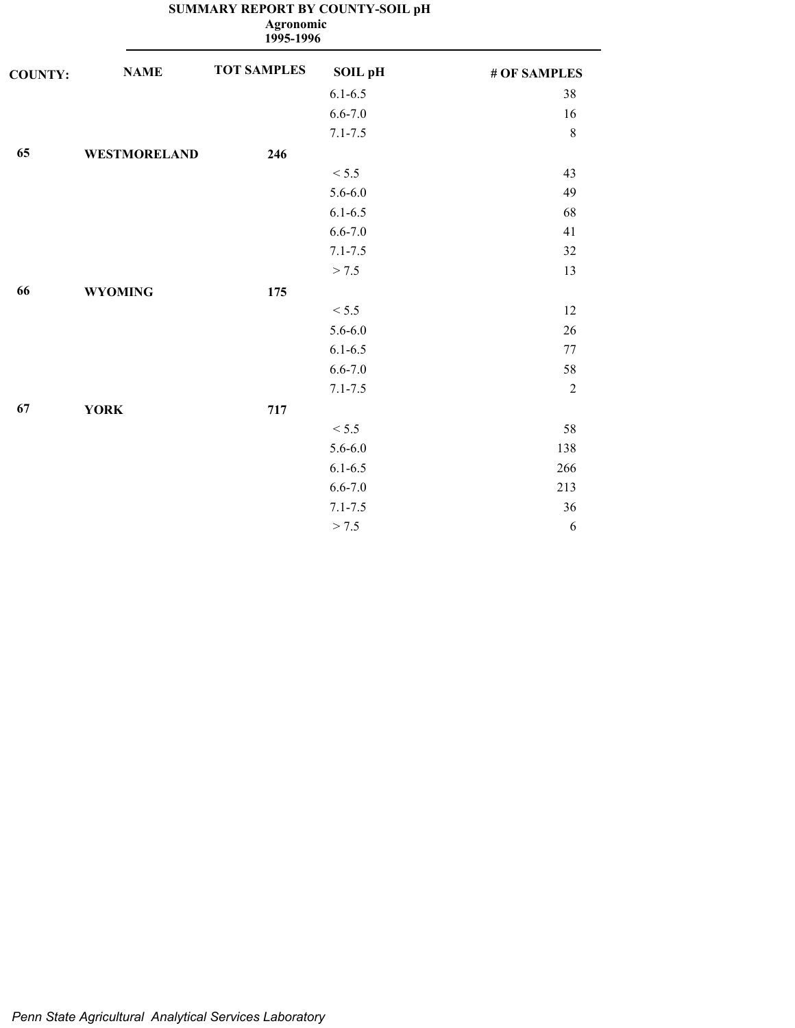# SUMMARY REPORT BY COUNTY-SOIL pH

**Agronomic**
**1995-1996**

| COUNTY: | NAME | TOT SAMPLES | SOIL pH | # OF SAMPLES |
|---|---|---|---|---|
| | | | 6.1-6.5 | 38 |
| | | | 6.6-7.0 | 16 |
| | | | 7.1-7.5 | 8 |
| **65** | **WESTMORELAND** | **246** | | |
| | | | < 5.5 | 43 |
| | | | 5.6-6.0 | 49 |
| | | | 6.1-6.5 | 68 |
| | | | 6.6-7.0 | 41 |
| | | | 7.1-7.5 | 32 |
| | | | > 7.5 | 13 |
| **66** | **WYOMING** | **175** | | |
| | | | < 5.5 | 12 |
| | | | 5.6-6.0 | 26 |
| | | | 6.1-6.5 | 77 |
| | | | 6.6-7.0 | 58 |
| | | | 7.1-7.5 | 2 |
| **67** | **YORK** | **717** | | |
| | | | < 5.5 | 58 |
| | | | 5.6-6.0 | 138 |
| | | | 6.1-6.5 | 266 |
| | | | 6.6-7.0 | 213 |
| | | | 7.1-7.5 | 36 |
| | | | > 7.5 | 6 |